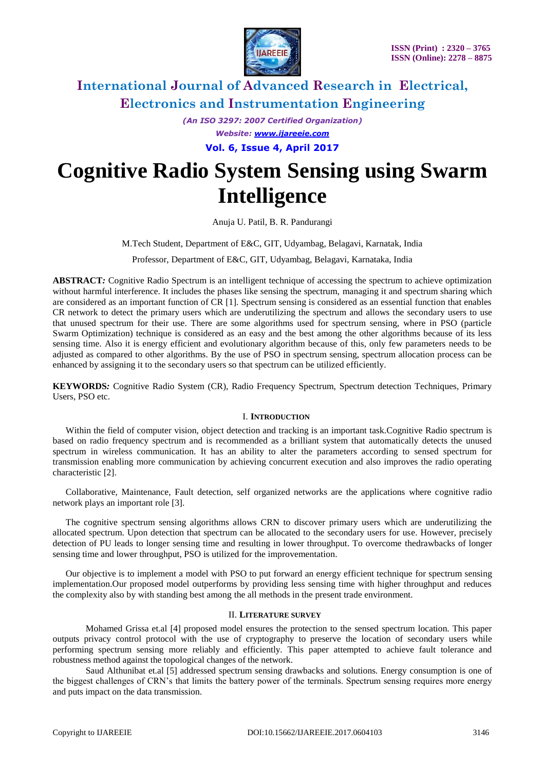# Cognitive Radio System Sensing using Swarm Intelligence

Anuja U. Patil, B. R. Pandurangi

M.Tech Student, Department of E&C, GIT, Udyambag, Belagavi, Karnatak, India

Professor, Department of E&C, GIT, Udyambag, Belagavi, Karnataka, India

**ABSTRACT:** Cognitive Radio Spectrum is an intelligent technique of accessing the spectrum to achieve optimization without harmful interference. It includes the phases like sensing the spectrum, managing it and spectrum sharing which are considered as an important function of CR [1]. Spectrum sensing is considered as an essential function that enables CR network to detect the primary users which are underutilizing the spectrum and allows the secondary users to use that unused spectrum for their use. There are some algorithms used for spectrum sensing, where in PSO (particle Swarm Optimization) technique is considered as an easy and the best among the other algorithms because of its less sensing time. Also it is energy efficient and evolutionary algorithm because of this, only few parameters needs to be adjusted as compared to other algorithms. By the use of PSO in spectrum sensing, spectrum allocation process can be enhanced by assigning it to the secondary users so that spectrum can be utilized efficiently.

**KEYWORDS:** Cognitive Radio System (CR), Radio Frequency Spectrum, Spectrum detection Techniques, Primary Users, PSO etc.

## I. Introduction

Within the field of computer vision, object detection and tracking is an important task.Cognitive Radio spectrum is based on radio frequency spectrum and is recommended as a brilliant system that automatically detects the unused spectrum in wireless communication. It has an ability to alter the parameters according to sensed spectrum for transmission enabling more communication by achieving concurrent execution and also improves the radio operating characteristic [2].

Collaborative, Maintenance, Fault detection, self organized networks are the applications where cognitive radio network plays an important role [3].

The cognitive spectrum sensing algorithms allows CRN to discover primary users which are underutilizing the allocated spectrum. Upon detection that spectrum can be allocated to the secondary users for use. However, precisely detection of PU leads to longer sensing time and resulting in lower throughput. To overcome thedrawbacks of longer sensing time and lower throughput, PSO is utilized for the improvementation.

Our objective is to implement a model with PSO to put forward an energy efficient technique for spectrum sensing implementation.Our proposed model outperforms by providing less sensing time with higher throughput and reduces the complexity also by with standing best among the all methods in the present trade environment.

## II. Literature survey

Mohamed Grissa et.al [4] proposed model ensures the protection to the sensed spectrum location. This paper outputs privacy control protocol with the use of cryptography to preserve the location of secondary users while performing spectrum sensing more reliably and efficiently. This paper attempted to achieve fault tolerance and robustness method against the topological changes of the network.

Saud Althunibat et.al [5] addressed spectrum sensing drawbacks and solutions. Energy consumption is one of the biggest challenges of CRN's that limits the battery power of the terminals. Spectrum sensing requires more energy and puts impact on the data transmission.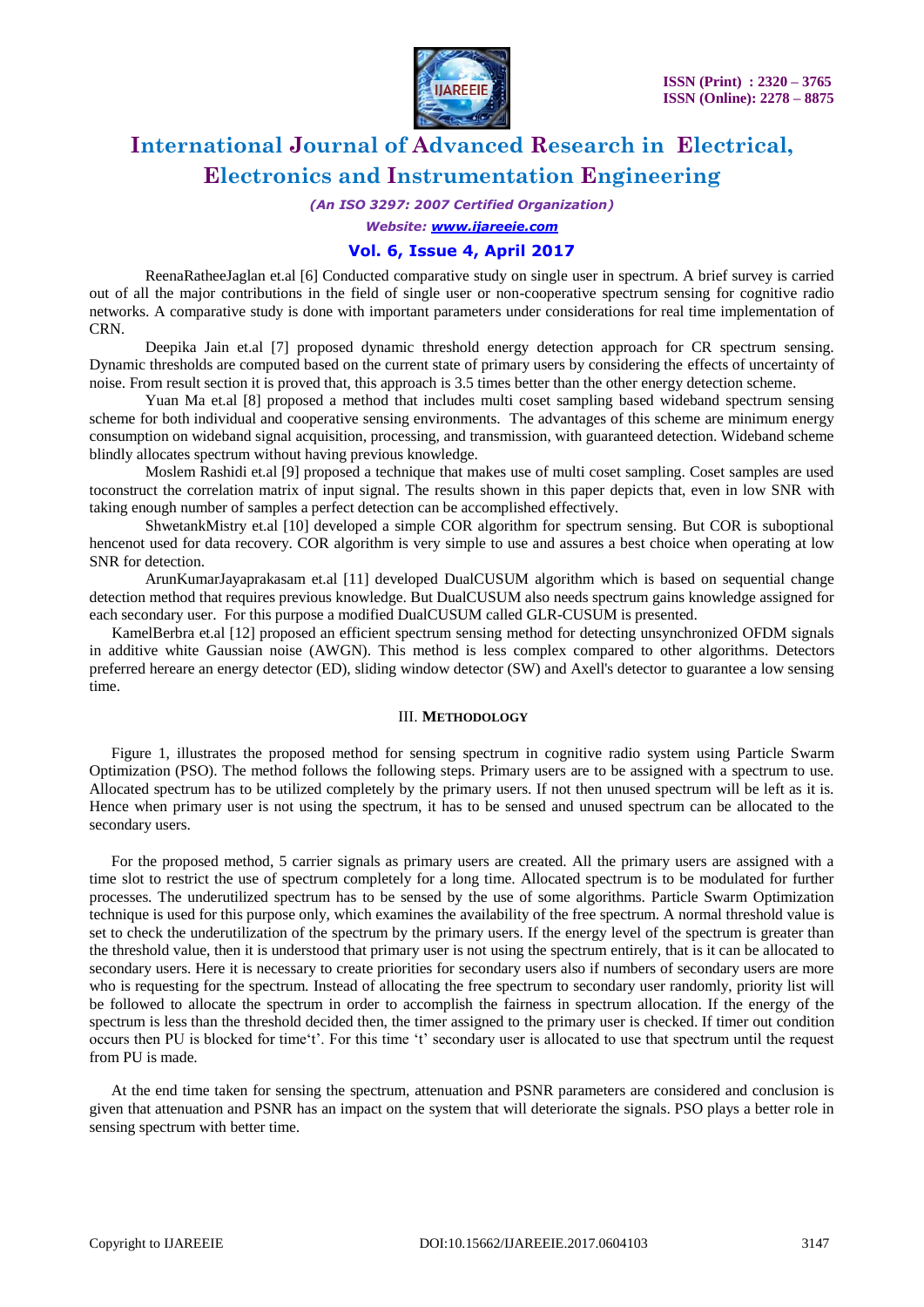ReenaRatheeJaglan et.al [6] Conducted comparative study on single user in spectrum. A brief survey is carried out of all the major contributions in the field of single user or non-cooperative spectrum sensing for cognitive radio networks. A comparative study is done with important parameters under considerations for real time implementation of CRN.

Deepika Jain et.al [7] proposed dynamic threshold energy detection approach for CR spectrum sensing. Dynamic thresholds are computed based on the current state of primary users by considering the effects of uncertainty of noise. From result section it is proved that, this approach is 3.5 times better than the other energy detection scheme.

Yuan Ma et.al [8] proposed a method that includes multi coset sampling based wideband spectrum sensing scheme for both individual and cooperative sensing environments. The advantages of this scheme are minimum energy consumption on wideband signal acquisition, processing, and transmission, with guaranteed detection. Wideband scheme blindly allocates spectrum without having previous knowledge.

Moslem Rashidi et.al [9] proposed a technique that makes use of multi coset sampling. Coset samples are used toconstruct the correlation matrix of input signal. The results shown in this paper depicts that, even in low SNR with taking enough number of samples a perfect detection can be accomplished effectively.

ShwetankMistry et.al [10] developed a simple COR algorithm for spectrum sensing. But COR is suboptional hencenot used for data recovery. COR algorithm is very simple to use and assures a best choice when operating at low SNR for detection.

ArunKumarJayaprakasam et.al [11] developed DualCUSUM algorithm which is based on sequential change detection method that requires previous knowledge. But DualCUSUM also needs spectrum gains knowledge assigned for each secondary user. For this purpose a modified DualCUSUM called GLR-CUSUM is presented.

KamelBerbra et.al [12] proposed an efficient spectrum sensing method for detecting unsynchronized OFDM signals in additive white Gaussian noise (AWGN). This method is less complex compared to other algorithms. Detectors preferred hereare an energy detector (ED), sliding window detector (SW) and Axell's detector to guarantee a low sensing time.

## III. METHODOLOGY

Figure 1, illustrates the proposed method for sensing spectrum in cognitive radio system using Particle Swarm Optimization (PSO). The method follows the following steps. Primary users are to be assigned with a spectrum to use. Allocated spectrum has to be utilized completely by the primary users. If not then unused spectrum will be left as it is. Hence when primary user is not using the spectrum, it has to be sensed and unused spectrum can be allocated to the secondary users.

For the proposed method, 5 carrier signals as primary users are created. All the primary users are assigned with a time slot to restrict the use of spectrum completely for a long time. Allocated spectrum is to be modulated for further processes. The underutilized spectrum has to be sensed by the use of some algorithms. Particle Swarm Optimization technique is used for this purpose only, which examines the availability of the free spectrum. A normal threshold value is set to check the underutilization of the spectrum by the primary users. If the energy level of the spectrum is greater than the threshold value, then it is understood that primary user is not using the spectrum entirely, that is it can be allocated to secondary users. Here it is necessary to create priorities for secondary users also if numbers of secondary users are more who is requesting for the spectrum. Instead of allocating the free spectrum to secondary user randomly, priority list will be followed to allocate the spectrum in order to accomplish the fairness in spectrum allocation. If the energy of the spectrum is less than the threshold decided then, the timer assigned to the primary user is checked. If timer out condition occurs then PU is blocked for time't'. For this time 't' secondary user is allocated to use that spectrum until the request from PU is made.

At the end time taken for sensing the spectrum, attenuation and PSNR parameters are considered and conclusion is given that attenuation and PSNR has an impact on the system that will deteriorate the signals. PSO plays a better role in sensing spectrum with better time.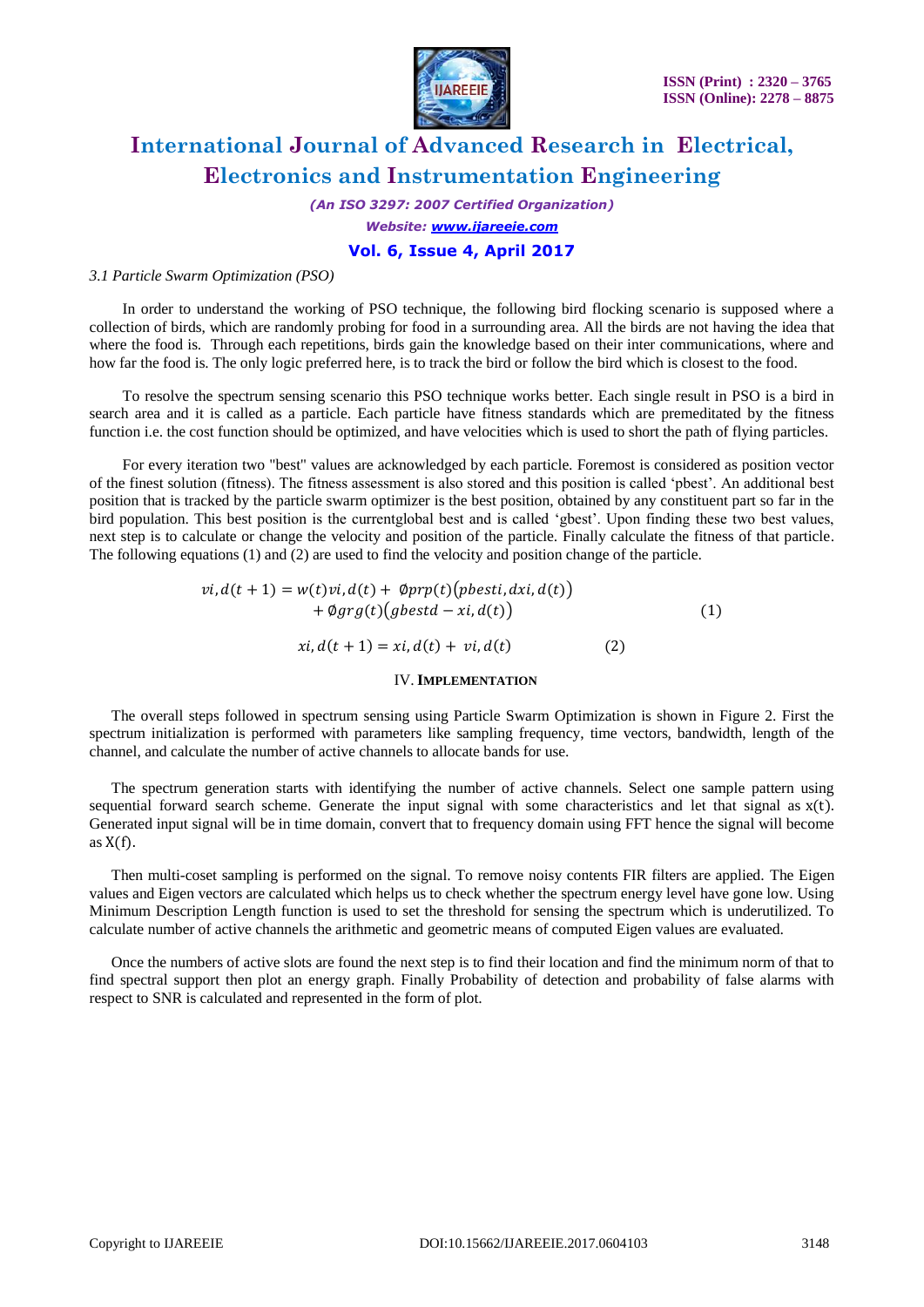*3.1 Particle Swarm Optimization (PSO)*

In order to understand the working of PSO technique, the following bird flocking scenario is supposed where a collection of birds, which are randomly probing for food in a surrounding area. All the birds are not having the idea that where the food is. Through each repetitions, birds gain the knowledge based on their inter communications, where and how far the food is. The only logic preferred here, is to track the bird or follow the bird which is closest to the food.

To resolve the spectrum sensing scenario this PSO technique works better. Each single result in PSO is a bird in search area and it is called as a particle. Each particle have fitness standards which are premeditated by the fitness function i.e. the cost function should be optimized, and have velocities which is used to short the path of flying particles.

For every iteration two "best" values are acknowledged by each particle. Foremost is considered as position vector of the finest solution (fitness). The fitness assessment is also stored and this position is called 'pbest'. An additional best position that is tracked by the particle swarm optimizer is the best position, obtained by any constituent part so far in the bird population. This best position is the currentglobal best and is called 'gbest'. Upon finding these two best values, next step is to calculate or change the velocity and position of the particle. Finally calculate the fitness of that particle. The following equations (1) and (2) are used to find the velocity and position change of the particle.

$$vi, d(t+1) = w(t)vi, d(t) + \emptyset prp(t)\big(pbesti, dxi, d(t)\big) + \emptyset grg(t)\big(gbestd - xi, d(t)\big) \quad (1)$$

$$xi, d(t+1) = xi, d(t) + vi, d(t) \quad (2)$$

## IV. Implementation

The overall steps followed in spectrum sensing using Particle Swarm Optimization is shown in Figure 2. First the spectrum initialization is performed with parameters like sampling frequency, time vectors, bandwidth, length of the channel, and calculate the number of active channels to allocate bands for use.

The spectrum generation starts with identifying the number of active channels. Select one sample pattern using sequential forward search scheme. Generate the input signal with some characteristics and let that signal as x(t). Generated input signal will be in time domain, convert that to frequency domain using FFT hence the signal will become as X(f).

Then multi-coset sampling is performed on the signal. To remove noisy contents FIR filters are applied. The Eigen values and Eigen vectors are calculated which helps us to check whether the spectrum energy level have gone low. Using Minimum Description Length function is used to set the threshold for sensing the spectrum which is underutilized. To calculate number of active channels the arithmetic and geometric means of computed Eigen values are evaluated.

Once the numbers of active slots are found the next step is to find their location and find the minimum norm of that to find spectral support then plot an energy graph. Finally Probability of detection and probability of false alarms with respect to SNR is calculated and represented in the form of plot.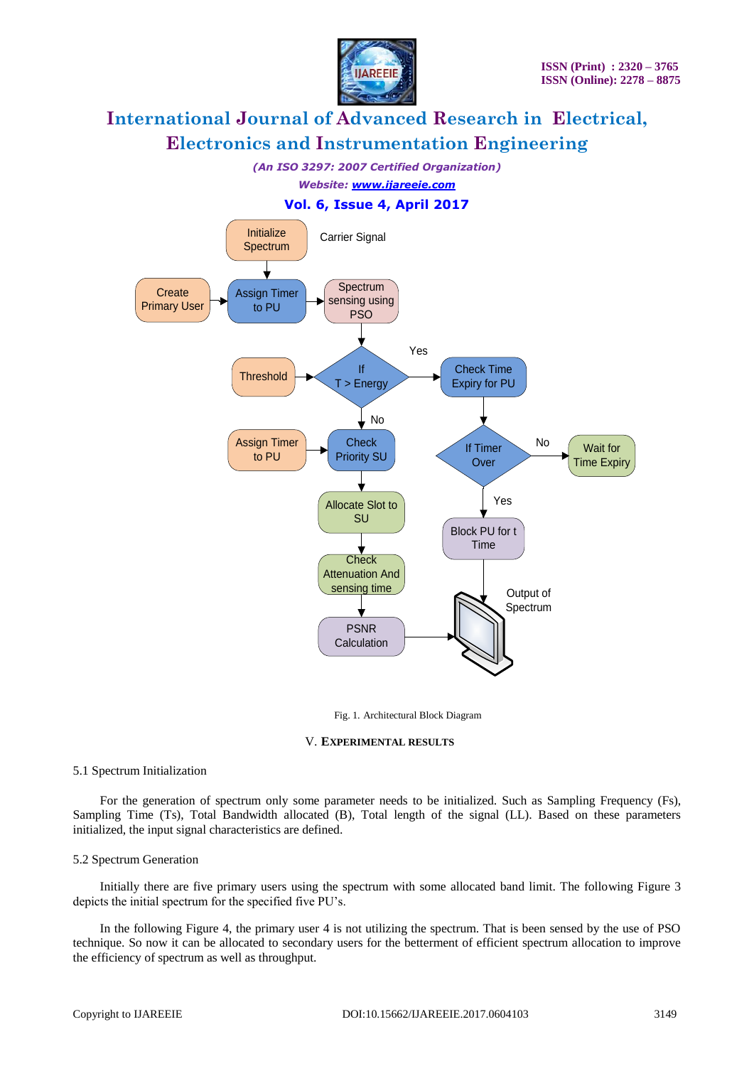Fig. 1. Architectural Block Diagram

## V. EXPERIMENTAL RESULTS

### 5.1 Spectrum Initialization

For the generation of spectrum only some parameter needs to be initialized. Such as Sampling Frequency (Fs), Sampling Time (Ts), Total Bandwidth allocated (B), Total length of the signal (LL). Based on these parameters initialized, the input signal characteristics are defined.

### 5.2 Spectrum Generation

Initially there are five primary users using the spectrum with some allocated band limit. The following Figure 3 depicts the initial spectrum for the specified five PU's.

In the following Figure 4, the primary user 4 is not utilizing the spectrum. That is been sensed by the use of PSO technique. So now it can be allocated to secondary users for the betterment of efficient spectrum allocation to improve the efficiency of spectrum as well as throughput.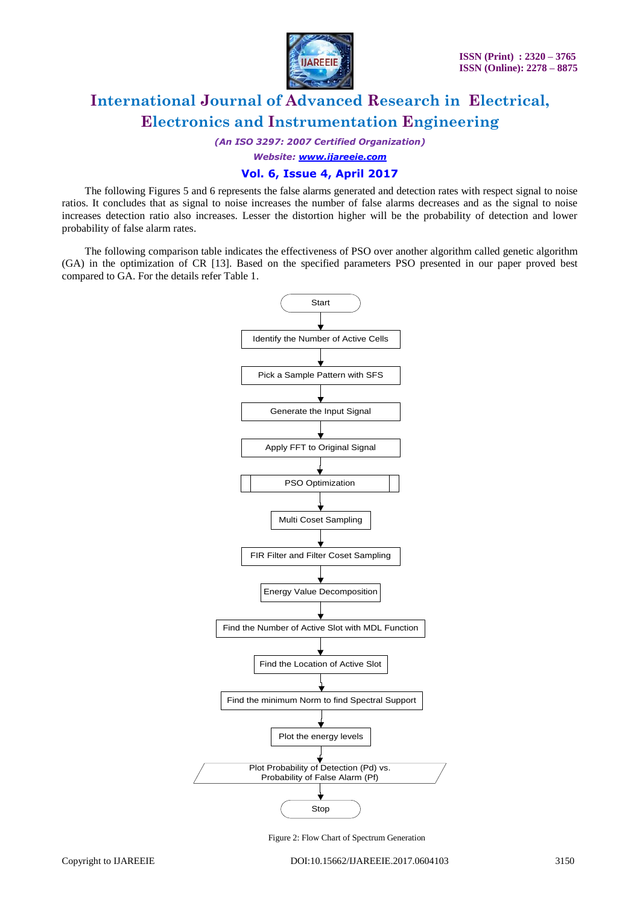The following Figures 5 and 6 represents the false alarms generated and detection rates with respect signal to noise ratios. It concludes that as signal to noise increases the number of false alarms decreases and as the signal to noise increases detection ratio also increases. Lesser the distortion higher will be the probability of detection and lower probability of false alarm rates.

The following comparison table indicates the effectiveness of PSO over another algorithm called genetic algorithm (GA) in the optimization of CR [13]. Based on the specified parameters PSO presented in our paper proved best compared to GA. For the details refer Table 1.

Start

↓

Identify the Number of Active Cells

↓

Pick a Sample Pattern with SFS

↓

Generate the Input Signal

↓

Apply FFT to Original Signal

↓

PSO Optimization

↓

Multi Coset Sampling

↓

FIR Filter and Filter Coset Sampling

↓

Energy Value Decomposition

↓

Find the Number of Active Slot with MDL Function

↓

Find the Location of Active Slot

↓

Find the minimum Norm to find Spectral Support

↓

Plot the energy levels

↓

Plot Probability of Detection (Pd) vs. Probability of False Alarm (Pf)

↓

Stop

Figure 2: Flow Chart of Spectrum Generation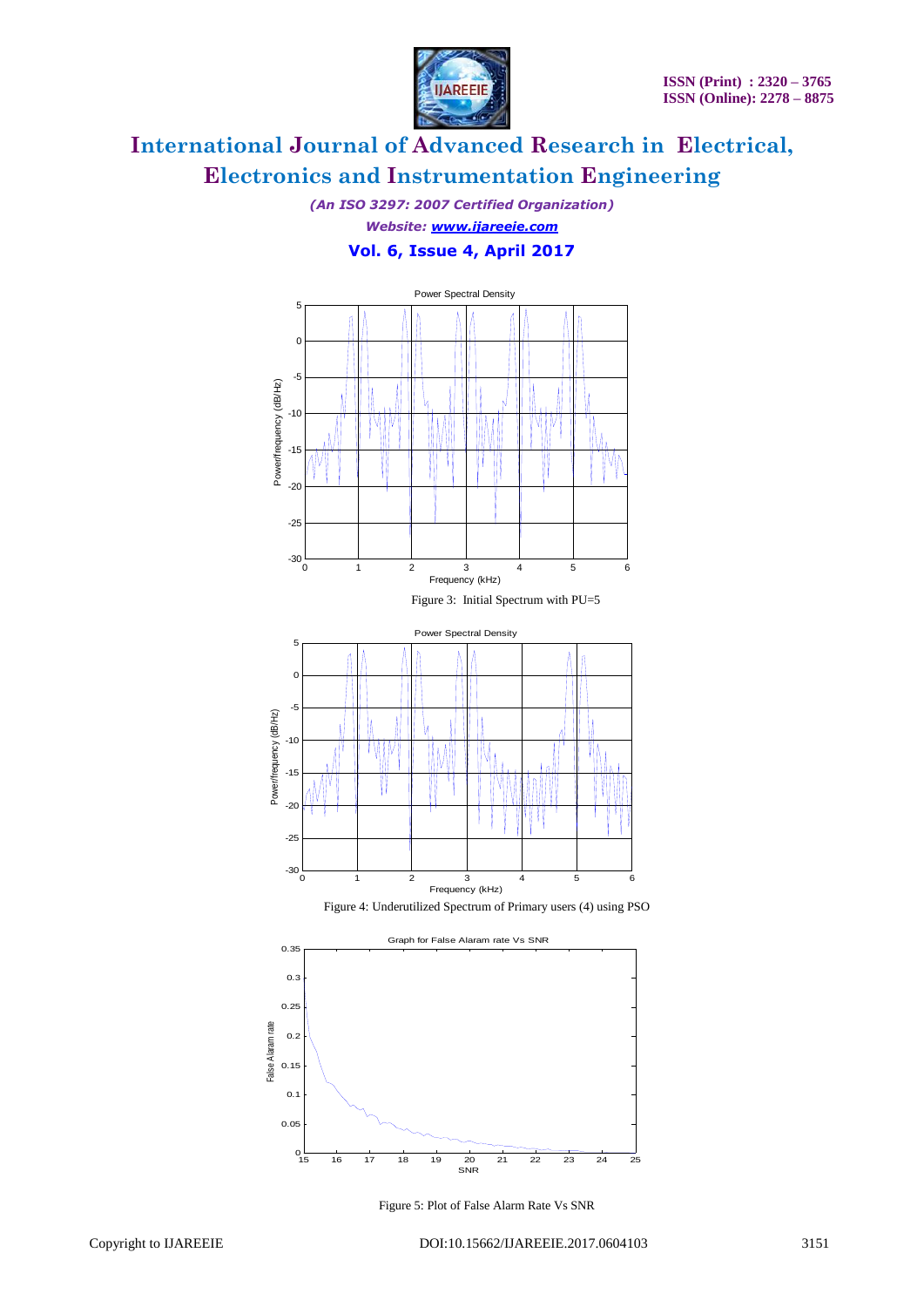Figure 3: Initial Spectrum with PU=5

Figure 4: Underutilized Spectrum of Primary users (4) using PSO

Figure 5: Plot of False Alarm Rate Vs SNR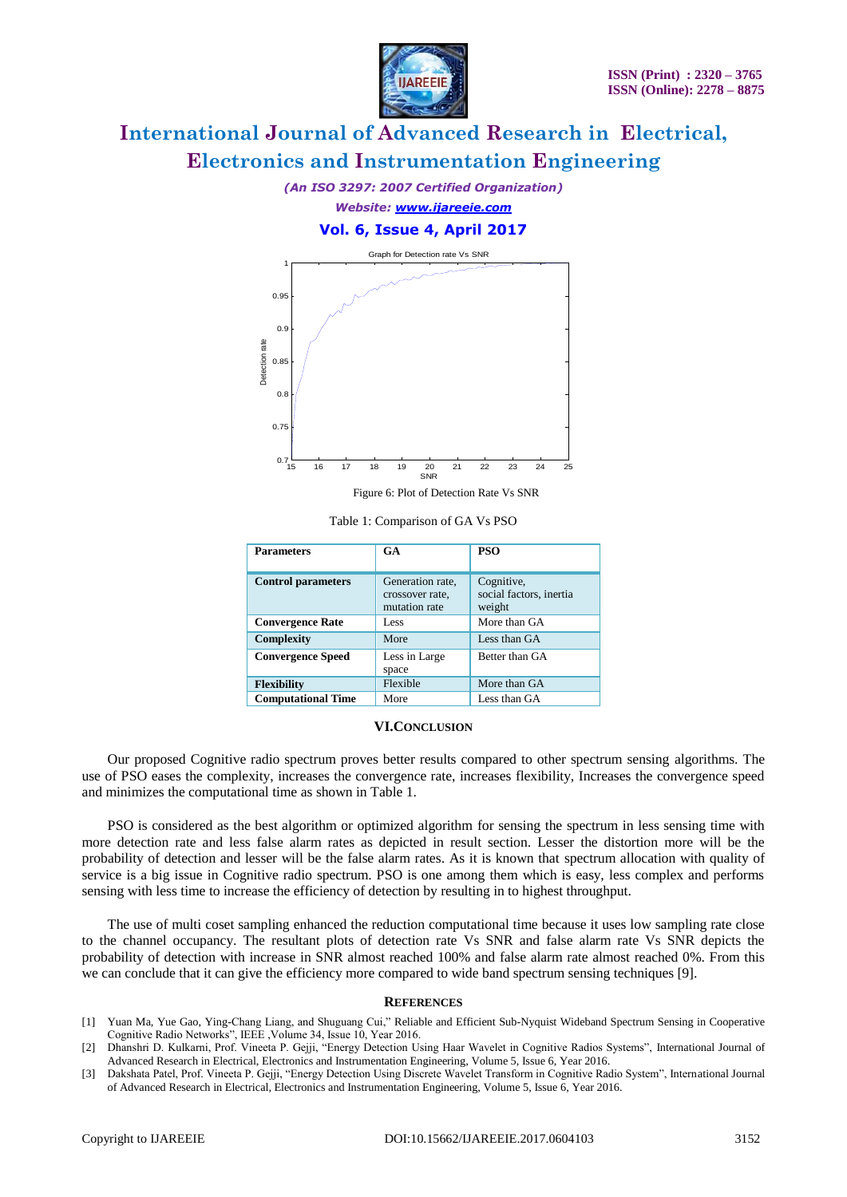Figure 6: Plot of Detection Rate Vs SNR

Table 1: Comparison of GA Vs PSO

| Parameters | GA | PSO |
|---|---|---|
| **Control parameters** | Generation rate, crossover rate, mutation rate | Cognitive, social factors, inertia weight |
| **Convergence Rate** | Less | More than GA |
| **Complexity** | More | Less than GA |
| **Convergence Speed** | Less in Large space | Better than GA |
| **Flexibility** | Flexible | More than GA |
| **Computational Time** | More | Less than GA |

## VI. CONCLUSION

Our proposed Cognitive radio spectrum proves better results compared to other spectrum sensing algorithms. The use of PSO eases the complexity, increases the convergence rate, increases flexibility, Increases the convergence speed and minimizes the computational time as shown in Table 1.

PSO is considered as the best algorithm or optimized algorithm for sensing the spectrum in less sensing time with more detection rate and less false alarm rates as depicted in result section. Lesser the distortion more will be the probability of detection and lesser will be the false alarm rates. As it is known that spectrum allocation with quality of service is a big issue in Cognitive radio spectrum. PSO is one among them which is easy, less complex and performs sensing with less time to increase the efficiency of detection by resulting in to highest throughput.

The use of multi coset sampling enhanced the reduction computational time because it uses low sampling rate close to the channel occupancy. The resultant plots of detection rate Vs SNR and false alarm rate Vs SNR depicts the probability of detection with increase in SNR almost reached 100% and false alarm rate almost reached 0%. From this we can conclude that it can give the efficiency more compared to wide band spectrum sensing techniques [9].

## REFERENCES

[1] Yuan Ma, Yue Gao, Ying-Chang Liang, and Shuguang Cui," Reliable and Efficient Sub-Nyquist Wideband Spectrum Sensing in Cooperative Cognitive Radio Networks", IEEE ,Volume 34, Issue 10, Year 2016.

[2] Dhanshri D. Kulkarni, Prof. Vineeta P. Gejji, "Energy Detection Using Haar Wavelet in Cognitive Radios Systems", International Journal of Advanced Research in Electrical, Electronics and Instrumentation Engineering, Volume 5, Issue 6, Year 2016.

[3] Dakshata Patel, Prof. Vineeta P. Gejji, "Energy Detection Using Discrete Wavelet Transform in Cognitive Radio System", International Journal of Advanced Research in Electrical, Electronics and Instrumentation Engineering, Volume 5, Issue 6, Year 2016.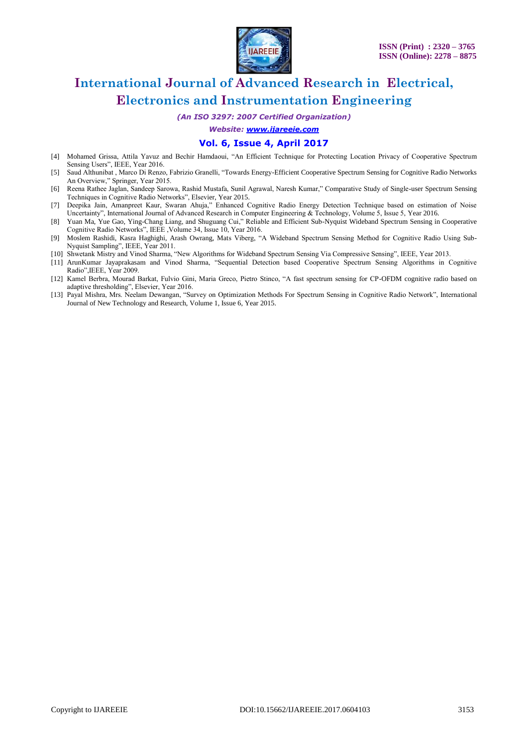[4] Mohamed Grissa, Attila Yavuz and Bechir Hamdaoui, "An Efficient Technique for Protecting Location Privacy of Cooperative Spectrum Sensing Users", IEEE, Year 2016.

[5] Saud Althunibat , Marco Di Renzo, Fabrizio Granelli, "Towards Energy-Efficient Cooperative Spectrum Sensing for Cognitive Radio Networks An Overview," Springer, Year 2015.

[6] Reena Rathee Jaglan, Sandeep Sarowa, Rashid Mustafa, Sunil Agrawal, Naresh Kumar," Comparative Study of Single-user Spectrum Sensing Techniques in Cognitive Radio Networks", Elsevier, Year 2015.

[7] Deepika Jain, Amanpreet Kaur, Swaran Ahuja," Enhanced Cognitive Radio Energy Detection Technique based on estimation of Noise Uncertainty", International Journal of Advanced Research in Computer Engineering & Technology, Volume 5, Issue 5, Year 2016.

[8] Yuan Ma, Yue Gao, Ying-Chang Liang, and Shuguang Cui," Reliable and Efficient Sub-Nyquist Wideband Spectrum Sensing in Cooperative Cognitive Radio Networks", IEEE ,Volume 34, Issue 10, Year 2016.

[9] Moslem Rashidi, Kasra Haghighi, Arash Owrang, Mats Viberg, "A Wideband Spectrum Sensing Method for Cognitive Radio Using Sub-Nyquist Sampling", IEEE, Year 2011.

[10] Shwetank Mistry and Vinod Sharma, "New Algorithms for Wideband Spectrum Sensing Via Compressive Sensing", IEEE, Year 2013.

[11] ArunKumar Jayaprakasam and Vinod Sharma, "Sequential Detection based Cooperative Spectrum Sensing Algorithms in Cognitive Radio",IEEE, Year 2009.

[12] Kamel Berbra, Mourad Barkat, Fulvio Gini, Maria Greco, Pietro Stinco, "A fast spectrum sensing for CP-OFDM cognitive radio based on adaptive thresholding", Elsevier, Year 2016.

[13] Payal Mishra, Mrs. Neelam Dewangan, "Survey on Optimization Methods For Spectrum Sensing in Cognitive Radio Network", International Journal of New Technology and Research, Volume 1, Issue 6, Year 2015.